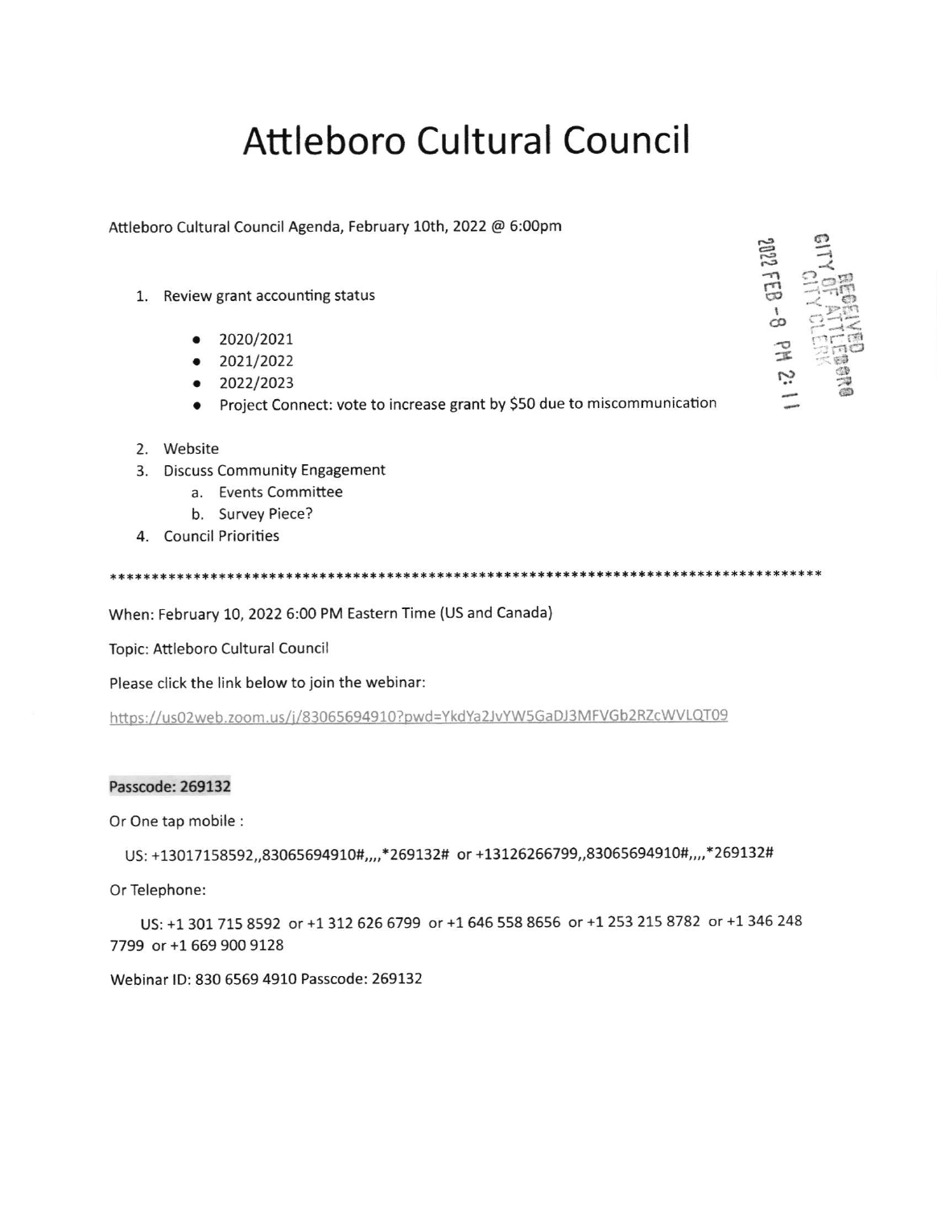# Attleboro Cultural Council

Attleboro Cultural Council Agenda, February 10th, 2022 @ 6:00pm

RECEIVED
CITY OF ATTLEBORO
CITY CLERK
2022 FEB -8 PM 2:11

1. Review grant accounting status
   - 2020/2021
   - 2021/2022
   - 2022/2023
   - Project Connect: vote to increase grant by $50 due to miscommunication
2. Website
3. Discuss Community Engagement
   a. Events Committee
   b. Survey Piece?
4. Council Priorities

\*\*\*\*\*\*\*\*\*\*\*\*\*\*\*\*\*\*\*\*\*\*\*\*\*\*\*\*\*\*\*\*\*\*\*\*\*\*\*\*\*\*\*\*\*\*\*\*\*\*\*\*\*\*\*\*\*\*\*\*\*\*\*\*\*\*\*\*\*\*\*\*\*\*\*\*\*\*\*\*\*\*\*\*\*\*\*\*\*\*

When: February 10, 2022 6:00 PM Eastern Time (US and Canada)

Topic: Attleboro Cultural Council

Please click the link below to join the webinar:

https://us02web.zoom.us/j/83065694910?pwd=YkdYa2JvYW5GaDJ3MFVGb2RZcWVLQT09

**Passcode: 269132**

Or One tap mobile :

US: +13017158592,,83065694910#,,,,*269132# or +13126266799,,83065694910#,,,,*269132#

Or Telephone:

US: +1 301 715 8592 or +1 312 626 6799 or +1 646 558 8656 or +1 253 215 8782 or +1 346 248 7799 or +1 669 900 9128

Webinar ID: 830 6569 4910 Passcode: 269132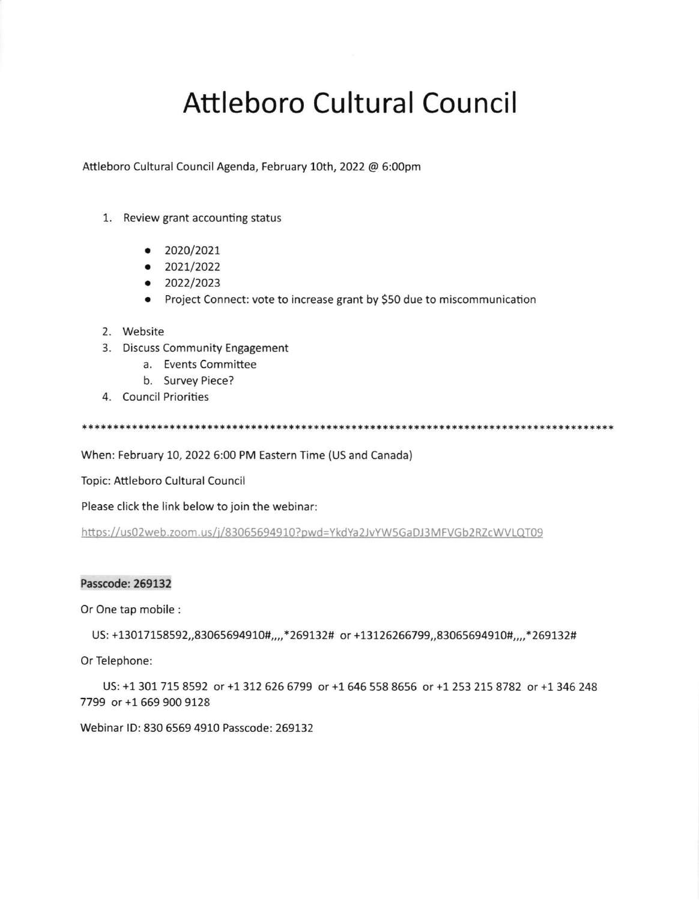# Attleboro Cultural Council

Attleboro Cultural Council Agenda, February 10th, 2022 @ 6:00pm

1. Review grant accounting status
   - 2020/2021
   - 2021/2022
   - 2022/2023
   - Project Connect: vote to increase grant by $50 due to miscommunication
2. Website
3. Discuss Community Engagement
   a. Events Committee
   b. Survey Piece?
4. Council Priorities

*****************************************************************************************

When: February 10, 2022 6:00 PM Eastern Time (US and Canada)

Topic: Attleboro Cultural Council

Please click the link below to join the webinar:

https://us02web.zoom.us/j/83065694910?pwd=YkdYa2JvYW5GaDJ3MFVGb2RZcWVLQT09

**Passcode: 269132**

Or One tap mobile :

US: +13017158592,,83065694910#,,,,*269132# or +13126266799,,83065694910#,,,,*269132#

Or Telephone:

US: +1 301 715 8592 or +1 312 626 6799 or +1 646 558 8656 or +1 253 215 8782 or +1 346 248 7799 or +1 669 900 9128

Webinar ID: 830 6569 4910 Passcode: 269132